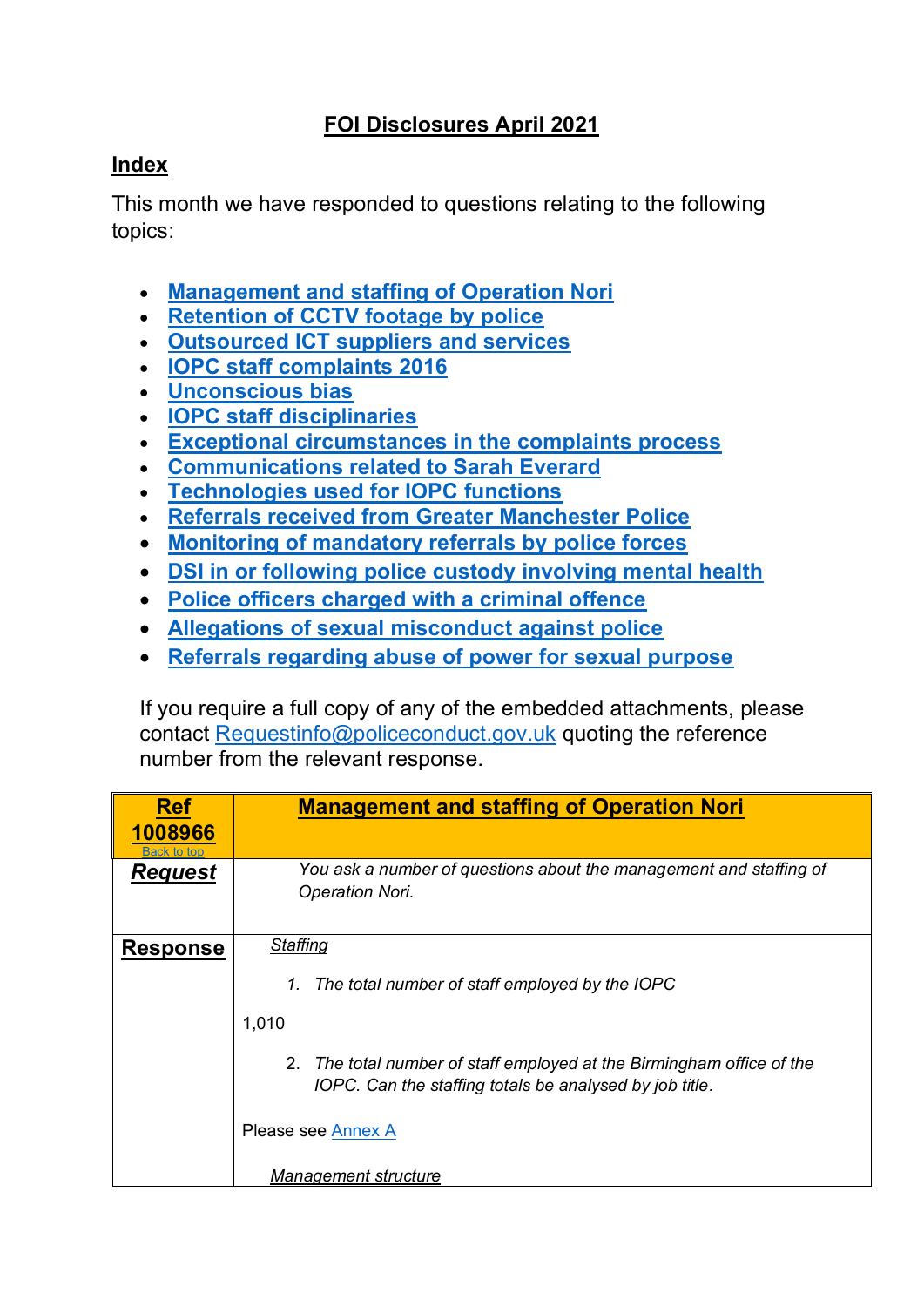# FOI Disclosures April 2021

## Index

This month we have responded to questions relating to the following topics:

- Management and staffing of Operation Nori
- Retention of CCTV footage by police
- Outsourced ICT suppliers and services
- IOPC staff complaints 2016
- Unconscious bias
- IOPC staff disciplinaries
- Exceptional circumstances in the complaints process
- Communications related to Sarah Everard
- Technologies used for IOPC functions
- Referrals received from Greater Manchester Police
- Monitoring of mandatory referrals by police forces
- DSI in or following police custody involving mental health
- Police officers charged with a criminal offence
- Allegations of sexual misconduct against police
- Referrals regarding abuse of power for sexual purpose

If you require a full copy of any of the embedded attachments, please contact Requestinfo@policeconduct.gov.uk quoting the reference number from the relevant response.

| **Ref 1008966** Back to top | **Management and staffing of Operation Nori** |
|---|---|
| ***Request*** | *You ask a number of questions about the management and staffing of Operation Nori.* |
| **Response** | *Staffing*<br><br>1. *The total number of staff employed by the IOPC*<br><br>1,010<br><br>2. *The total number of staff employed at the Birmingham office of the IOPC. Can the staffing totals be analysed by job title.*<br><br>Please see Annex A<br><br>*Management structure* |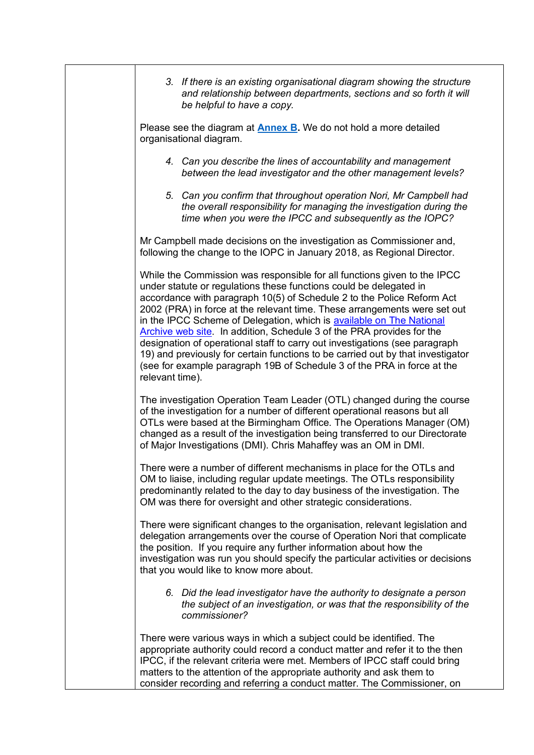3. *If there is an existing organisational diagram showing the structure and relationship between departments, sections and so forth it will be helpful to have a copy.*

Please see the diagram at **[Annex B](#)**. We do not hold a more detailed organisational diagram.

4. *Can you describe the lines of accountability and management between the lead investigator and the other management levels?*

5. *Can you confirm that throughout operation Nori, Mr Campbell had the overall responsibility for managing the investigation during the time when you were the IPCC and subsequently as the IOPC?*

Mr Campbell made decisions on the investigation as Commissioner and, following the change to the IOPC in January 2018, as Regional Director.

While the Commission was responsible for all functions given to the IPCC under statute or regulations these functions could be delegated in accordance with paragraph 10(5) of Schedule 2 to the Police Reform Act 2002 (PRA) in force at the relevant time. These arrangements were set out in the IPCC Scheme of Delegation, which is [available on The National Archive web site](#). In addition, Schedule 3 of the PRA provides for the designation of operational staff to carry out investigations (see paragraph 19) and previously for certain functions to be carried out by that investigator (see for example paragraph 19B of Schedule 3 of the PRA in force at the relevant time).

The investigation Operation Team Leader (OTL) changed during the course of the investigation for a number of different operational reasons but all OTLs were based at the Birmingham Office. The Operations Manager (OM) changed as a result of the investigation being transferred to our Directorate of Major Investigations (DMI). Chris Mahaffey was an OM in DMI.

There were a number of different mechanisms in place for the OTLs and OM to liaise, including regular update meetings. The OTLs responsibility predominantly related to the day to day business of the investigation. The OM was there for oversight and other strategic considerations.

There were significant changes to the organisation, relevant legislation and delegation arrangements over the course of Operation Nori that complicate the position. If you require any further information about how the investigation was run you should specify the particular activities or decisions that you would like to know more about.

6. *Did the lead investigator have the authority to designate a person the subject of an investigation, or was that the responsibility of the commissioner?*

There were various ways in which a subject could be identified. The appropriate authority could record a conduct matter and refer it to the then IPCC, if the relevant criteria were met. Members of IPCC staff could bring matters to the attention of the appropriate authority and ask them to consider recording and referring a conduct matter. The Commissioner, on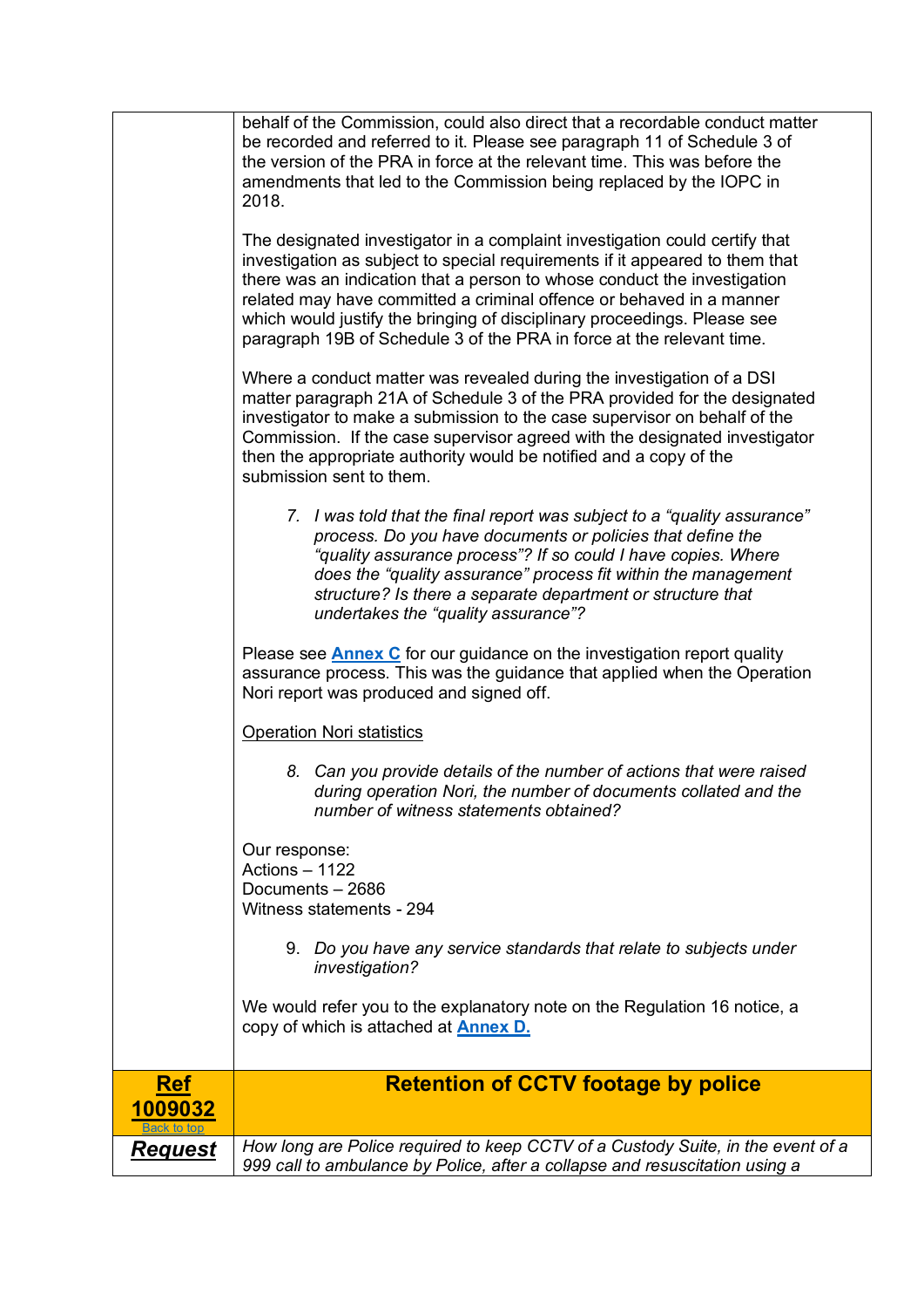| | |
|---|---|
| | behalf of the Commission, could also direct that a recordable conduct matter be recorded and referred to it. Please see paragraph 11 of Schedule 3 of the version of the PRA in force at the relevant time. This was before the amendments that led to the Commission being replaced by the IOPC in 2018.<br><br>The designated investigator in a complaint investigation could certify that investigation as subject to special requirements if it appeared to them that there was an indication that a person to whose conduct the investigation related may have committed a criminal offence or behaved in a manner which would justify the bringing of disciplinary proceedings. Please see paragraph 19B of Schedule 3 of the PRA in force at the relevant time.<br><br>Where a conduct matter was revealed during the investigation of a DSI matter paragraph 21A of Schedule 3 of the PRA provided for the designated investigator to make a submission to the case supervisor on behalf of the Commission. If the case supervisor agreed with the designated investigator then the appropriate authority would be notified and a copy of the submission sent to them.<br><br>7. *I was told that the final report was subject to a "quality assurance" process. Do you have documents or policies that define the "quality assurance process"? If so could I have copies. Where does the "quality assurance" process fit within the management structure? Is there a separate department or structure that undertakes the "quality assurance"?*<br><br>Please see **Annex C** for our guidance on the investigation report quality assurance process. This was the guidance that applied when the Operation Nori report was produced and signed off.<br><br>Operation Nori statistics<br><br>8. *Can you provide details of the number of actions that were raised during operation Nori, the number of documents collated and the number of witness statements obtained?*<br><br>Our response:<br>Actions – 1122<br>Documents – 2686<br>Witness statements - 294<br><br>9. *Do you have any service standards that relate to subjects under investigation?*<br><br>We would refer you to the explanatory note on the Regulation 16 notice, a copy of which is attached at **Annex D.** |
| **Ref 1009032**<br>Back to top | **Retention of CCTV footage by police** |
| ***Request*** | *How long are Police required to keep CCTV of a Custody Suite, in the event of a 999 call to ambulance by Police, after a collapse and resuscitation using a* |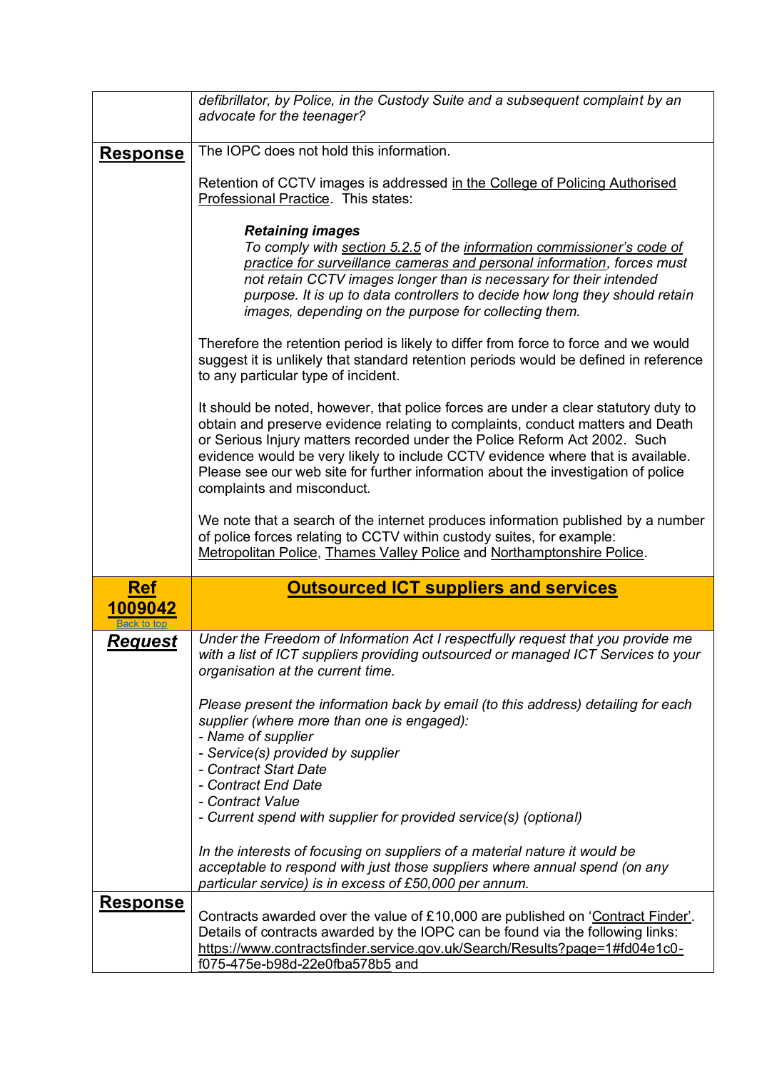| | |
|---|---|
| | *defibrillator, by Police, in the Custody Suite and a subsequent complaint by an advocate for the teenager?* |
| **Response** | The IOPC does not hold this information.<br><br>Retention of CCTV images is addressed in the College of Policing Authorised Professional Practice. This states:<br><br>***Retaining images***<br>*To comply with section 5.2.5 of the information commissioner's code of practice for surveillance cameras and personal information, forces must not retain CCTV images longer than is necessary for their intended purpose. It is up to data controllers to decide how long they should retain images, depending on the purpose for collecting them.*<br><br>Therefore the retention period is likely to differ from force to force and we would suggest it is unlikely that standard retention periods would be defined in reference to any particular type of incident.<br><br>It should be noted, however, that police forces are under a clear statutory duty to obtain and preserve evidence relating to complaints, conduct matters and Death or Serious Injury matters recorded under the Police Reform Act 2002. Such evidence would be very likely to include CCTV evidence where that is available. Please see our web site for further information about the investigation of police complaints and misconduct.<br><br>We note that a search of the internet produces information published by a number of police forces relating to CCTV within custody suites, for example: Metropolitan Police, Thames Valley Police and Northamptonshire Police. |
| **Ref 1009042**<br>Back to top | **Outsourced ICT suppliers and services** |
| ***Request*** | *Under the Freedom of Information Act I respectfully request that you provide me with a list of ICT suppliers providing outsourced or managed ICT Services to your organisation at the current time.*<br><br>*Please present the information back by email (to this address) detailing for each supplier (where more than one is engaged):*<br>*- Name of supplier*<br>*- Service(s) provided by supplier*<br>*- Contract Start Date*<br>*- Contract End Date*<br>*- Contract Value*<br>*- Current spend with supplier for provided service(s) (optional)*<br><br>*In the interests of focusing on suppliers of a material nature it would be acceptable to respond with just those suppliers where annual spend (on any particular service) is in excess of £50,000 per annum.* |
| **Response** | Contracts awarded over the value of £10,000 are published on 'Contract Finder'. Details of contracts awarded by the IOPC can be found via the following links: https://www.contractsfinder.service.gov.uk/Search/Results?page=1#fd04e1c0-f075-475e-b98d-22e0fba578b5 and |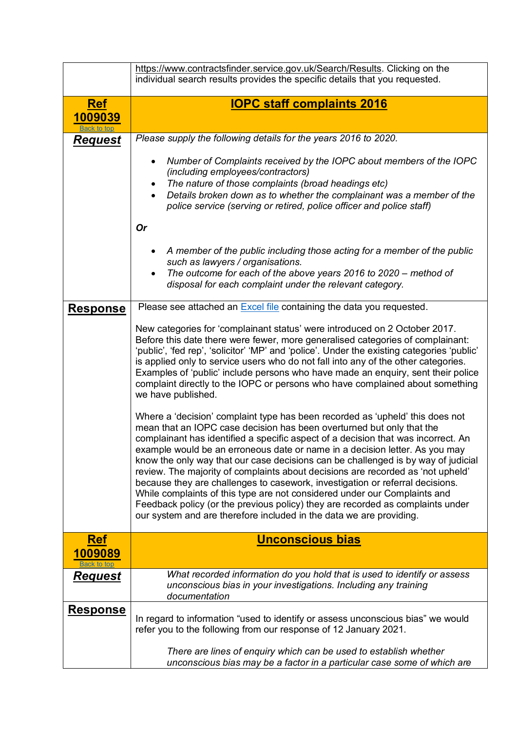| | |
|---|---|
| | https://www.contractsfinder.service.gov.uk/Search/Results. Clicking on the individual search results provides the specific details that you requested. |
| **Ref 1009039** Back to top | **IOPC staff complaints 2016** |
| **Request** | *Please supply the following details for the years 2016 to 2020.*<br><br>• *Number of Complaints received by the IOPC about members of the IOPC (including employees/contractors)*<br>• *The nature of those complaints (broad headings etc)*<br>• *Details broken down as to whether the complainant was a member of the police service (serving or retired, police officer and police staff)*<br><br>***Or***<br><br>• *A member of the public including those acting for a member of the public such as lawyers / organisations.*<br>• *The outcome for each of the above years 2016 to 2020 – method of disposal for each complaint under the relevant category.* |
| **Response** | Please see attached an Excel file containing the data you requested.<br><br>New categories for 'complainant status' were introduced on 2 October 2017. Before this date there were fewer, more generalised categories of complainant: 'public', 'fed rep', 'solicitor' 'MP' and 'police'. Under the existing categories 'public' is applied only to service users who do not fall into any of the other categories. Examples of 'public' include persons who have made an enquiry, sent their police complaint directly to the IOPC or persons who have complained about something we have published.<br><br>Where a 'decision' complaint type has been recorded as 'upheld' this does not mean that an IOPC case decision has been overturned but only that the complainant has identified a specific aspect of a decision that was incorrect. An example would be an erroneous date or name in a decision letter. As you may know the only way that our case decisions can be challenged is by way of judicial review. The majority of complaints about decisions are recorded as 'not upheld' because they are challenges to casework, investigation or referral decisions. While complaints of this type are not considered under our Complaints and Feedback policy (or the previous policy) they are recorded as complaints under our system and are therefore included in the data we are providing. |
| **Ref 1009089** Back to top | **Unconscious bias** |
| **Request** | *What recorded information do you hold that is used to identify or assess unconscious bias in your investigations. Including any training documentation* |
| **Response** | In regard to information "used to identify or assess unconscious bias" we would refer you to the following from our response of 12 January 2021.<br><br>*There are lines of enquiry which can be used to establish whether unconscious bias may be a factor in a particular case some of which are* |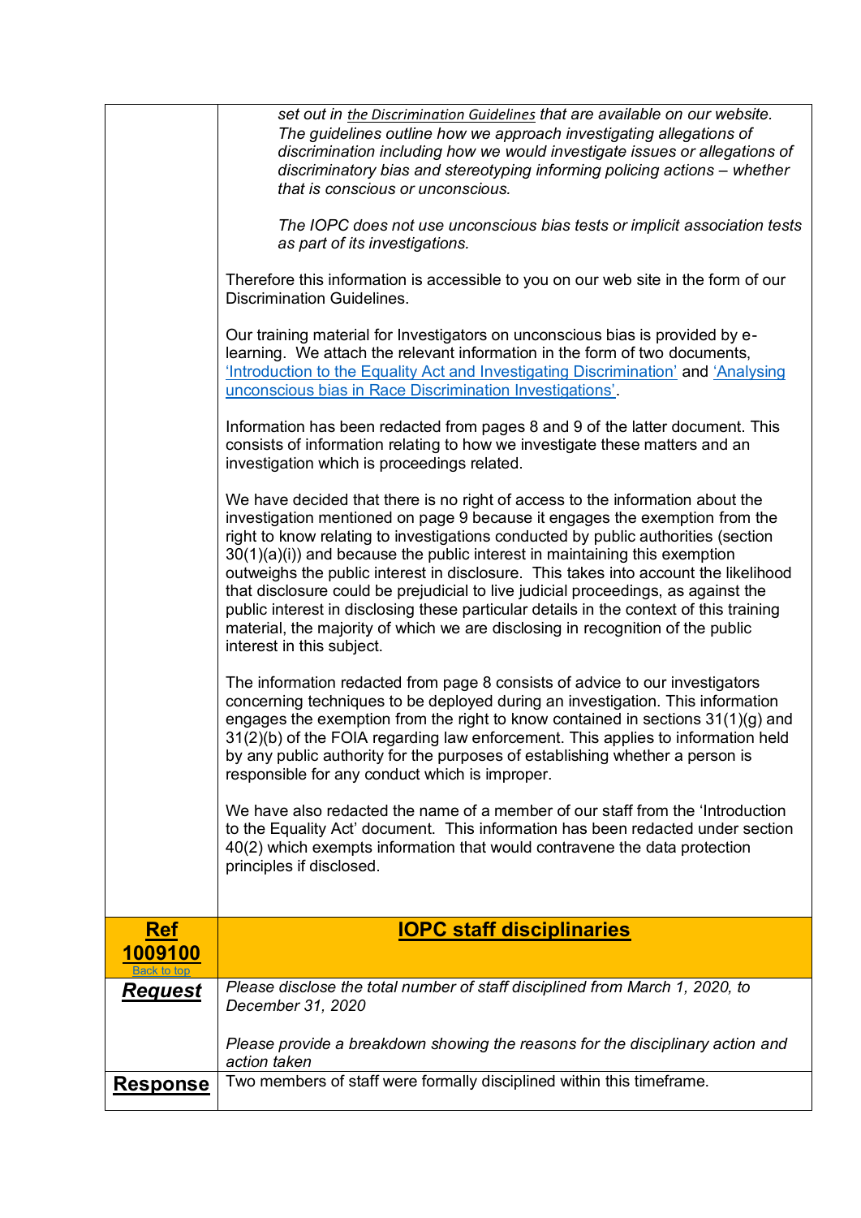*set out in the Discrimination Guidelines that are available on our website. The guidelines outline how we approach investigating allegations of discrimination including how we would investigate issues or allegations of discriminatory bias and stereotyping informing policing actions – whether that is conscious or unconscious.*

*The IOPC does not use unconscious bias tests or implicit association tests as part of its investigations.*

Therefore this information is accessible to you on our web site in the form of our Discrimination Guidelines.

Our training material for Investigators on unconscious bias is provided by e-learning. We attach the relevant information in the form of two documents, 'Introduction to the Equality Act and Investigating Discrimination' and 'Analysing unconscious bias in Race Discrimination Investigations'.

Information has been redacted from pages 8 and 9 of the latter document. This consists of information relating to how we investigate these matters and an investigation which is proceedings related.

We have decided that there is no right of access to the information about the investigation mentioned on page 9 because it engages the exemption from the right to know relating to investigations conducted by public authorities (section 30(1)(a)(i)) and because the public interest in maintaining this exemption outweighs the public interest in disclosure. This takes into account the likelihood that disclosure could be prejudicial to live judicial proceedings, as against the public interest in disclosing these particular details in the context of this training material, the majority of which we are disclosing in recognition of the public interest in this subject.

The information redacted from page 8 consists of advice to our investigators concerning techniques to be deployed during an investigation. This information engages the exemption from the right to know contained in sections 31(1)(g) and 31(2)(b) of the FOIA regarding law enforcement. This applies to information held by any public authority for the purposes of establishing whether a person is responsible for any conduct which is improper.

We have also redacted the name of a member of our staff from the 'Introduction to the Equality Act' document. This information has been redacted under section 40(2) which exempts information that would contravene the data protection principles if disclosed.

| **Ref 1009100** Back to top | **IOPC staff disciplinaries** |
|---|---|
| **Request** | *Please disclose the total number of staff disciplined from March 1, 2020, to December 31, 2020*<br><br>*Please provide a breakdown showing the reasons for the disciplinary action and action taken* |
| **Response** | Two members of staff were formally disciplined within this timeframe. |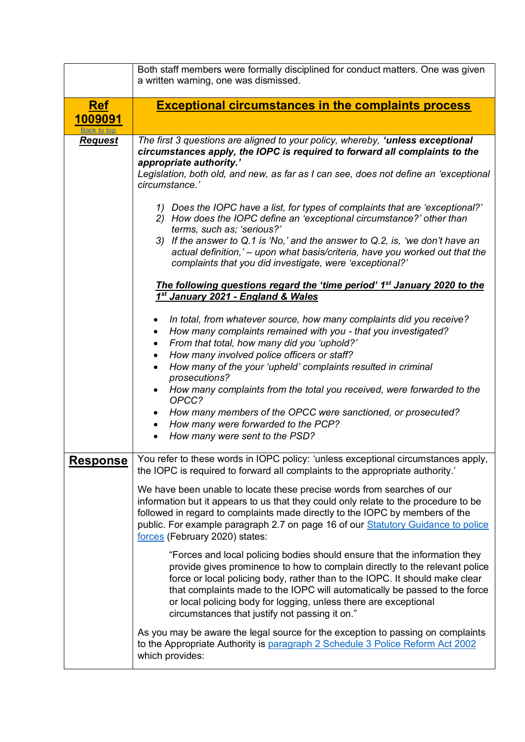| | |
|---|---|
| | Both staff members were formally disciplined for conduct matters. One was given a written warning, one was dismissed. |
| **Ref 1009091** Back to top | **Exceptional circumstances in the complaints process** |
| ***Request*** | *The first 3 questions are aligned to your policy, whereby, **'unless exceptional circumstances apply, the IOPC is required to forward all complaints to the appropriate authority.'*** <br> *Legislation, both old, and new, as far as I can see, does not define an 'exceptional circumstance.'* <br><br> 1) *Does the IOPC have a list, for types of complaints that are 'exceptional?'* <br> 2) *How does the IOPC define an 'exceptional circumstance?' other than terms, such as; 'serious?'* <br> 3) *If the answer to Q.1 is 'No,' and the answer to Q.2, is, 'we don't have an actual definition,' – upon what basis/criteria, have you worked out that the complaints that you did investigate, were 'exceptional?'* <br><br> ***The following questions regard the 'time period' 1st January 2020 to the 1st January 2021 - England & Wales*** <br><br> • *In total, from whatever source, how many complaints did you receive?* <br> • *How many complaints remained with you - that you investigated?* <br> • *From that total, how many did you 'uphold?'* <br> • *How many involved police officers or staff?* <br> • *How many of the your 'upheld' complaints resulted in criminal prosecutions?* <br> • *How many complaints from the total you received, were forwarded to the OPCC?* <br> • *How many members of the OPCC were sanctioned, or prosecuted?* <br> • *How many were forwarded to the PCP?* <br> • *How many were sent to the PSD?* |
| **Response** | You refer to these words in IOPC policy: 'unless exceptional circumstances apply, the IOPC is required to forward all complaints to the appropriate authority.' <br><br> We have been unable to locate these precise words from searches of our information but it appears to us that they could only relate to the procedure to be followed in regard to complaints made directly to the IOPC by members of the public. For example paragraph 2.7 on page 16 of our Statutory Guidance to police forces (February 2020) states: <br><br> "Forces and local policing bodies should ensure that the information they provide gives prominence to how to complain directly to the relevant police force or local policing body, rather than to the IOPC. It should make clear that complaints made to the IOPC will automatically be passed to the force or local policing body for logging, unless there are exceptional circumstances that justify not passing it on." <br><br> As you may be aware the legal source for the exception to passing on complaints to the Appropriate Authority is paragraph 2 Schedule 3 Police Reform Act 2002 which provides: |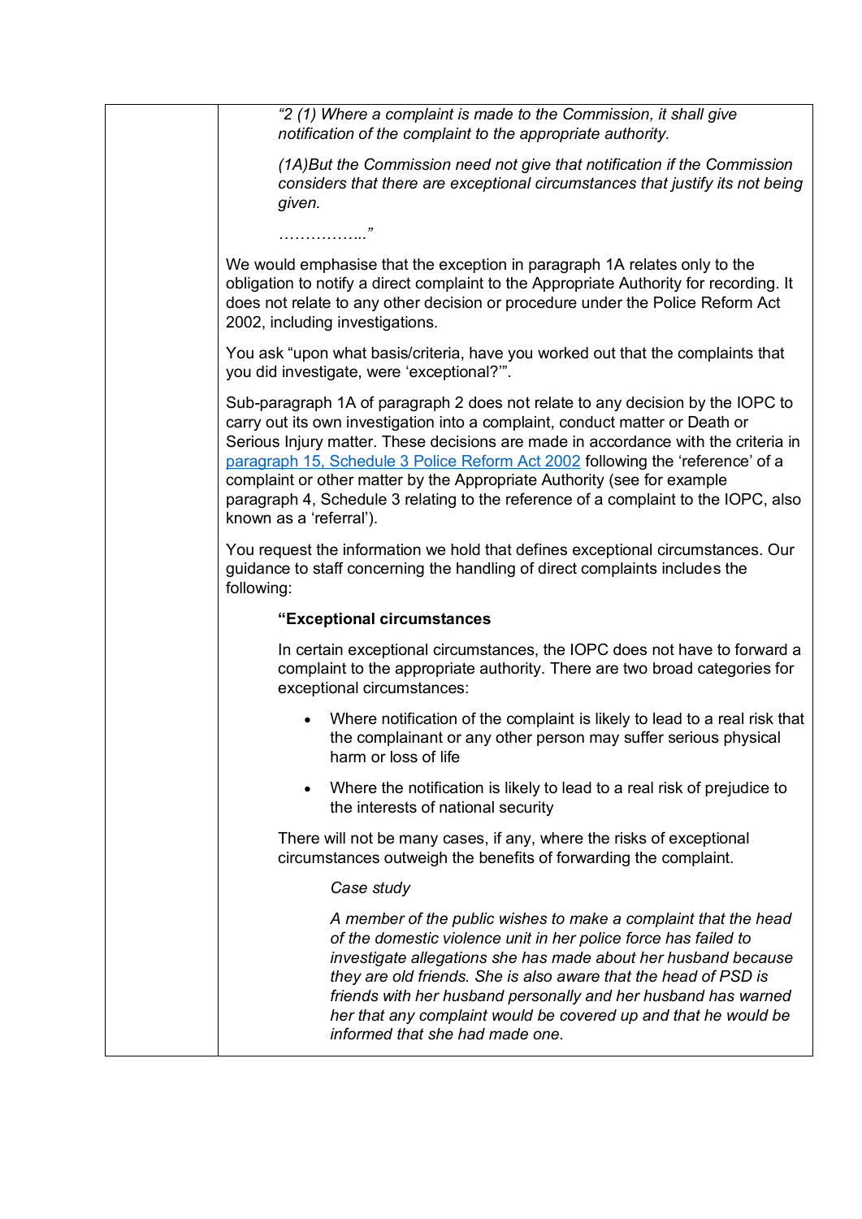*"2 (1) Where a complaint is made to the Commission, it shall give notification of the complaint to the appropriate authority.*

*(1A)But the Commission need not give that notification if the Commission considers that there are exceptional circumstances that justify its not being given.*

*……………..."*

We would emphasise that the exception in paragraph 1A relates only to the obligation to notify a direct complaint to the Appropriate Authority for recording. It does not relate to any other decision or procedure under the Police Reform Act 2002, including investigations.

You ask "upon what basis/criteria, have you worked out that the complaints that you did investigate, were 'exceptional?'".

Sub-paragraph 1A of paragraph 2 does not relate to any decision by the IOPC to carry out its own investigation into a complaint, conduct matter or Death or Serious Injury matter. These decisions are made in accordance with the criteria in paragraph 15, Schedule 3 Police Reform Act 2002 following the 'reference' of a complaint or other matter by the Appropriate Authority (see for example paragraph 4, Schedule 3 relating to the reference of a complaint to the IOPC, also known as a 'referral').

You request the information we hold that defines exceptional circumstances. Our guidance to staff concerning the handling of direct complaints includes the following:

**"Exceptional circumstances**

In certain exceptional circumstances, the IOPC does not have to forward a complaint to the appropriate authority. There are two broad categories for exceptional circumstances:

- Where notification of the complaint is likely to lead to a real risk that the complainant or any other person may suffer serious physical harm or loss of life
- Where the notification is likely to lead to a real risk of prejudice to the interests of national security

There will not be many cases, if any, where the risks of exceptional circumstances outweigh the benefits of forwarding the complaint.

*Case study*

*A member of the public wishes to make a complaint that the head of the domestic violence unit in her police force has failed to investigate allegations she has made about her husband because they are old friends. She is also aware that the head of PSD is friends with her husband personally and her husband has warned her that any complaint would be covered up and that he would be informed that she had made one.*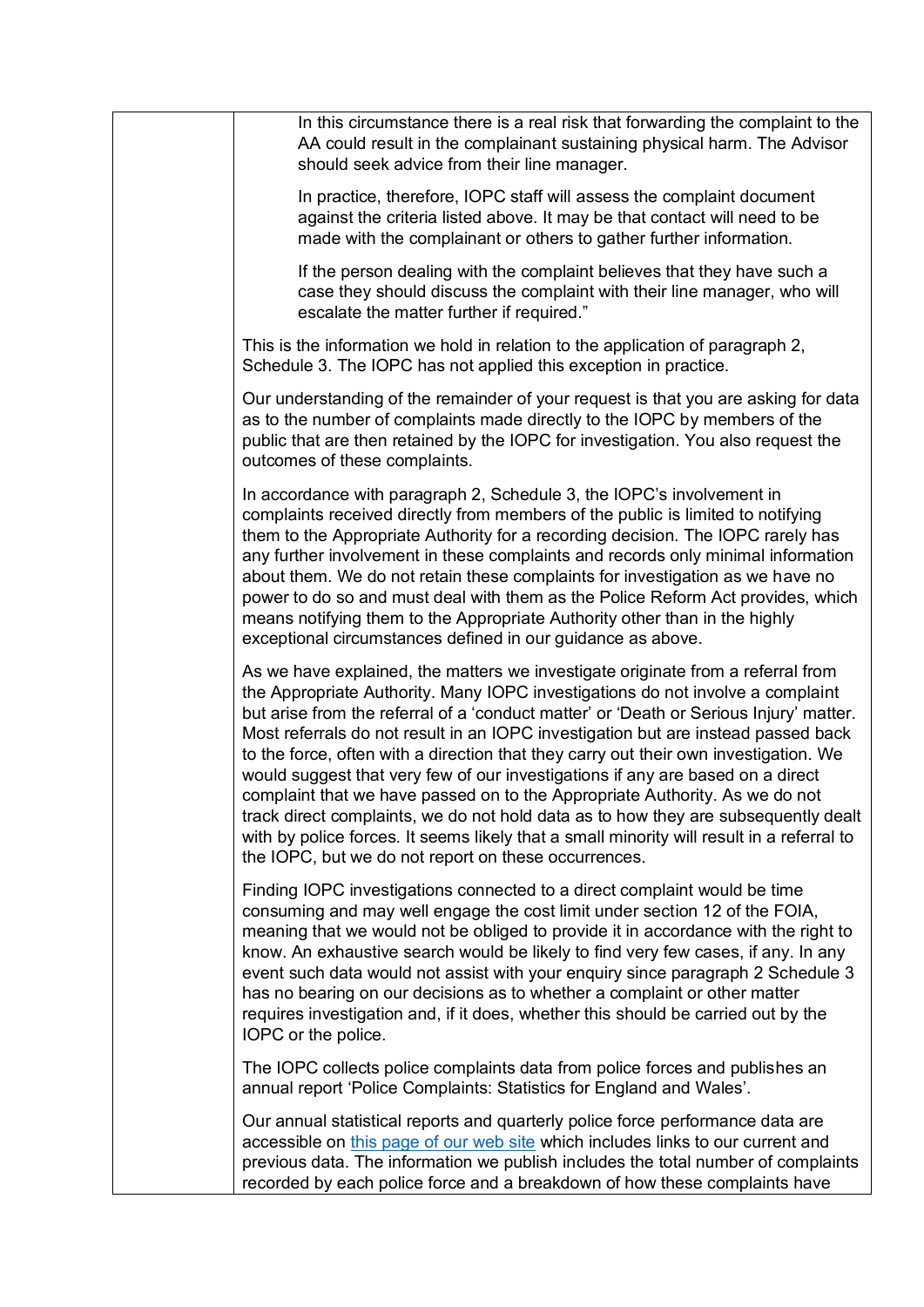In this circumstance there is a real risk that forwarding the complaint to the AA could result in the complainant sustaining physical harm. The Advisor should seek advice from their line manager.

In practice, therefore, IOPC staff will assess the complaint document against the criteria listed above. It may be that contact will need to be made with the complainant or others to gather further information.

If the person dealing with the complaint believes that they have such a case they should discuss the complaint with their line manager, who will escalate the matter further if required."

This is the information we hold in relation to the application of paragraph 2, Schedule 3. The IOPC has not applied this exception in practice.

Our understanding of the remainder of your request is that you are asking for data as to the number of complaints made directly to the IOPC by members of the public that are then retained by the IOPC for investigation. You also request the outcomes of these complaints.

In accordance with paragraph 2, Schedule 3, the IOPC's involvement in complaints received directly from members of the public is limited to notifying them to the Appropriate Authority for a recording decision. The IOPC rarely has any further involvement in these complaints and records only minimal information about them. We do not retain these complaints for investigation as we have no power to do so and must deal with them as the Police Reform Act provides, which means notifying them to the Appropriate Authority other than in the highly exceptional circumstances defined in our guidance as above.

As we have explained, the matters we investigate originate from a referral from the Appropriate Authority. Many IOPC investigations do not involve a complaint but arise from the referral of a 'conduct matter' or 'Death or Serious Injury' matter. Most referrals do not result in an IOPC investigation but are instead passed back to the force, often with a direction that they carry out their own investigation. We would suggest that very few of our investigations if any are based on a direct complaint that we have passed on to the Appropriate Authority. As we do not track direct complaints, we do not hold data as to how they are subsequently dealt with by police forces. It seems likely that a small minority will result in a referral to the IOPC, but we do not report on these occurrences.

Finding IOPC investigations connected to a direct complaint would be time consuming and may well engage the cost limit under section 12 of the FOIA, meaning that we would not be obliged to provide it in accordance with the right to know. An exhaustive search would be likely to find very few cases, if any. In any event such data would not assist with your enquiry since paragraph 2 Schedule 3 has no bearing on our decisions as to whether a complaint or other matter requires investigation and, if it does, whether this should be carried out by the IOPC or the police.

The IOPC collects police complaints data from police forces and publishes an annual report 'Police Complaints: Statistics for England and Wales'.

Our annual statistical reports and quarterly police force performance data are accessible on this page of our web site which includes links to our current and previous data. The information we publish includes the total number of complaints recorded by each police force and a breakdown of how these complaints have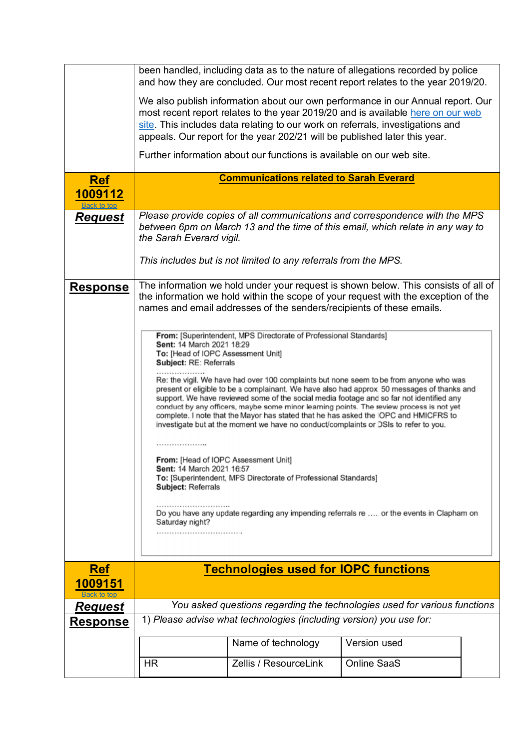been handled, including data as to the nature of allegations recorded by police and how they are concluded. Our most recent report relates to the year 2019/20.

We also publish information about our own performance in our Annual report. Our most recent report relates to the year 2019/20 and is available here on our web site. This includes data relating to our work on referrals, investigations and appeals. Our report for the year 202/21 will be published later this year.

Further information about our functions is available on our web site.

## Ref 1009112 — Communications related to Sarah Everard

Back to top

**Request**

*Please provide copies of all communications and correspondence with the MPS between 6pm on March 13 and the time of this email, which relate in any way to the Sarah Everard vigil.*

*This includes but is not limited to any referrals from the MPS.*

**Response**

The information we hold under your request is shown below. This consists of all of the information we hold within the scope of your request with the exception of the names and email addresses of the senders/recipients of these emails.

> **From:** [Superintendent, MPS Directorate of Professional Standards]
> **Sent:** 14 March 2021 18:29
> **To:** [Head of IOPC Assessment Unit]
> **Subject:** RE: Referrals
>
> ……………….
> Re: the vigil. We have had over 100 complaints but none seem to be from anyone who was present or eligible to be a complainant. We have also had approx. 50 messages of thanks and support. We have reviewed some of the social media footage and so far not identified any conduct by any officers, maybe some minor learning points. The review process is not yet complete. I note that the Mayor has stated that he has asked the IOPC and HMICFRS to investigate but at the moment we have no conduct/complaints or DSIs to refer to you.
>
> ………………..
>
> **From:** [Head of IOPC Assessment Unit]
> **Sent:** 14 March 2021 16:57
> **To:** [Superintendent, MPS Directorate of Professional Standards]
> **Subject:** Referrals
>
> ……………………….
> Do you have any update regarding any impending referrals re …. or the events in Clapham on Saturday night?
> …………………………..

## Ref 1009151 — Technologies used for IOPC functions

Back to top

**Request**

*You asked questions regarding the technologies used for various functions*

**Response**

1) *Please advise what technologies (including version) you use for:*

| | Name of technology | Version used |
|---|---|---|
| HR | Zellis / ResourceLink | Online SaaS |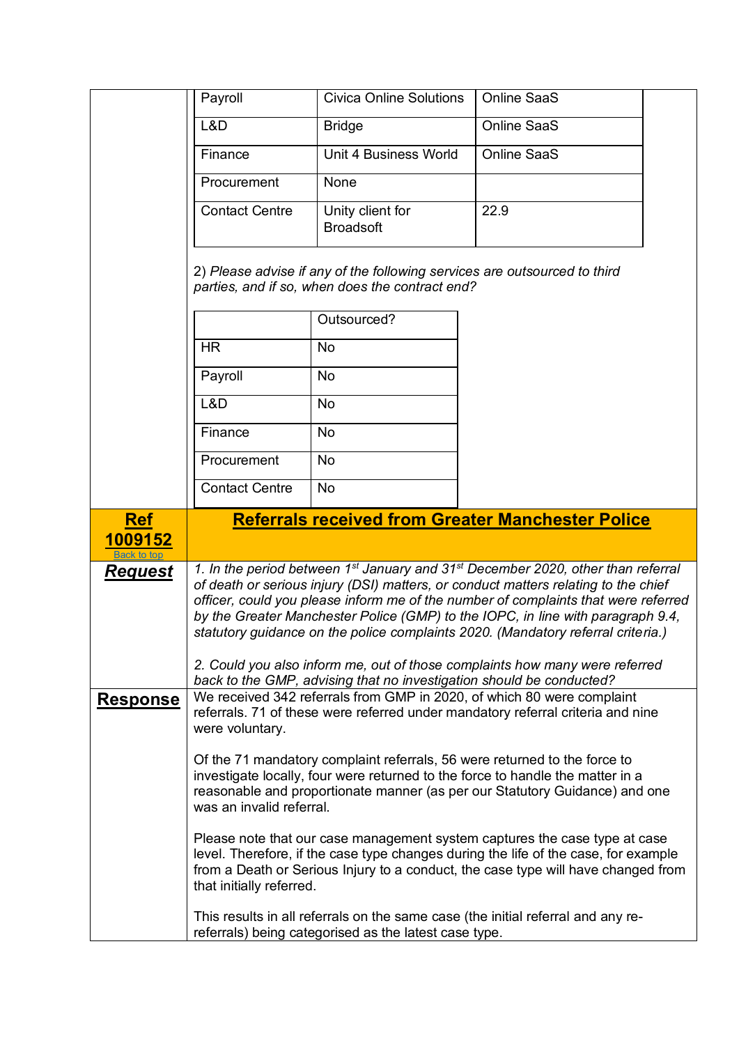| | | |
|---|---|---|
| Payroll | Civica Online Solutions | Online SaaS |
| L&D | Bridge | Online SaaS |
| Finance | Unit 4 Business World | Online SaaS |
| Procurement | None | |
| Contact Centre | Unity client for Broadsoft | 22.9 |

2) *Please advise if any of the following services are outsourced to third parties, and if so, when does the contract end?*

| | Outsourced? |
|---|---|
| HR | No |
| Payroll | No |
| L&D | No |
| Finance | No |
| Procurement | No |
| Contact Centre | No |

## Ref 1009152 – Referrals received from Greater Manchester Police

Back to top

**Request**

*1. In the period between 1st January and 31st December 2020, other than referral of death or serious injury (DSI) matters, or conduct matters relating to the chief officer, could you please inform me of the number of complaints that were referred by the Greater Manchester Police (GMP) to the IOPC, in line with paragraph 9.4, statutory guidance on the police complaints 2020. (Mandatory referral criteria.)*

*2. Could you also inform me, out of those complaints how many were referred back to the GMP, advising that no investigation should be conducted?*

**Response**

We received 342 referrals from GMP in 2020, of which 80 were complaint referrals. 71 of these were referred under mandatory referral criteria and nine were voluntary.

Of the 71 mandatory complaint referrals, 56 were returned to the force to investigate locally, four were returned to the force to handle the matter in a reasonable and proportionate manner (as per our Statutory Guidance) and one was an invalid referral.

Please note that our case management system captures the case type at case level. Therefore, if the case type changes during the life of the case, for example from a Death or Serious Injury to a conduct, the case type will have changed from that initially referred.

This results in all referrals on the same case (the initial referral and any re-referrals) being categorised as the latest case type.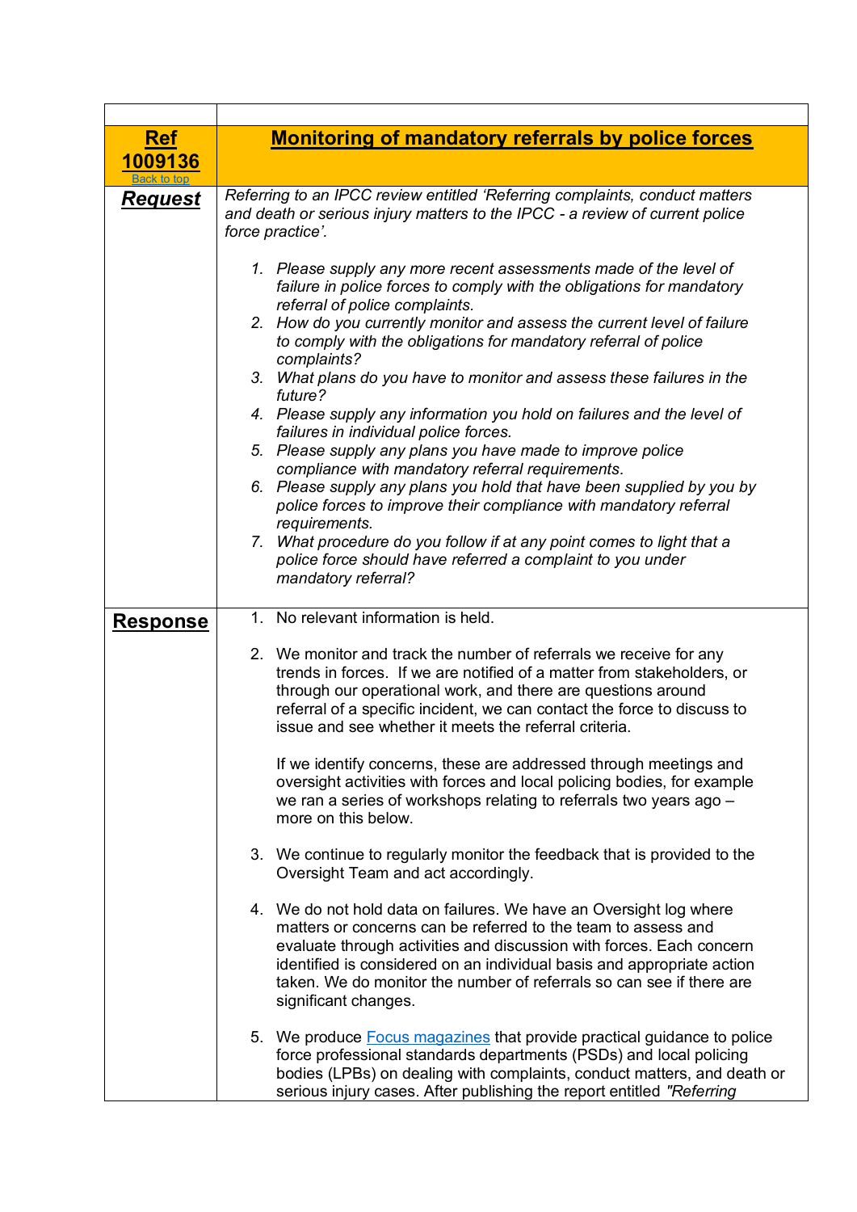| | |
|---|---|
| **Ref 1009136** [Back to top] | **Monitoring of mandatory referrals by police forces** |
| ***Request*** | *Referring to an IPCC review entitled 'Referring complaints, conduct matters and death or serious injury matters to the IPCC - a review of current police force practice'.*<br><br>1. *Please supply any more recent assessments made of the level of failure in police forces to comply with the obligations for mandatory referral of police complaints.*<br>2. *How do you currently monitor and assess the current level of failure to comply with the obligations for mandatory referral of police complaints?*<br>3. *What plans do you have to monitor and assess these failures in the future?*<br>4. *Please supply any information you hold on failures and the level of failures in individual police forces.*<br>5. *Please supply any plans you have made to improve police compliance with mandatory referral requirements.*<br>6. *Please supply any plans you hold that have been supplied by you by police forces to improve their compliance with mandatory referral requirements.*<br>7. *What procedure do you follow if at any point comes to light that a police force should have referred a complaint to you under mandatory referral?* |
| **Response** | 1. No relevant information is held.<br><br>2. We monitor and track the number of referrals we receive for any trends in forces. If we are notified of a matter from stakeholders, or through our operational work, and there are questions around referral of a specific incident, we can contact the force to discuss to issue and see whether it meets the referral criteria.<br><br>If we identify concerns, these are addressed through meetings and oversight activities with forces and local policing bodies, for example we ran a series of workshops relating to referrals two years ago – more on this below.<br><br>3. We continue to regularly monitor the feedback that is provided to the Oversight Team and act accordingly.<br><br>4. We do not hold data on failures. We have an Oversight log where matters or concerns can be referred to the team to assess and evaluate through activities and discussion with forces. Each concern identified is considered on an individual basis and appropriate action taken. We do monitor the number of referrals so can see if there are significant changes.<br><br>5. We produce Focus magazines that provide practical guidance to police force professional standards departments (PSDs) and local policing bodies (LPBs) on dealing with complaints, conduct matters, and death or serious injury cases. After publishing the report entitled *"Referring* |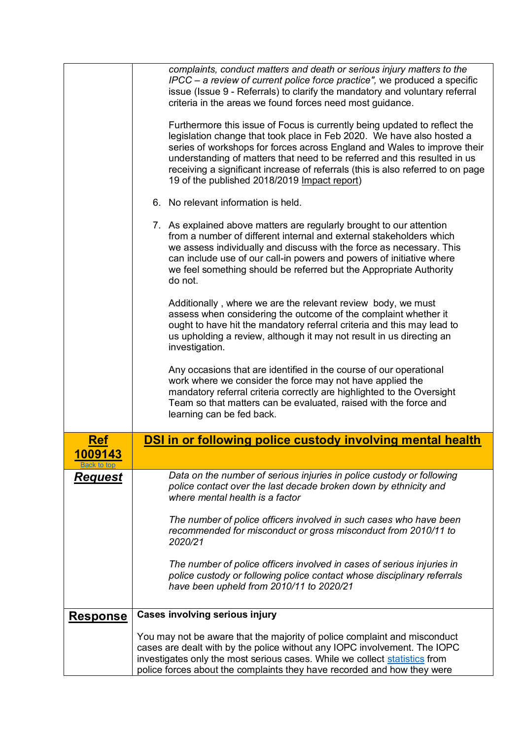| | |
|---|---|
| | *complaints, conduct matters and death or serious injury matters to the IPCC – a review of current police force practice",* we produced a specific issue (Issue 9 - Referrals) to clarify the mandatory and voluntary referral criteria in the areas we found forces need most guidance.<br><br>Furthermore this issue of Focus is currently being updated to reflect the legislation change that took place in Feb 2020. We have also hosted a series of workshops for forces across England and Wales to improve their understanding of matters that need to be referred and this resulted in us receiving a significant increase of referrals (this is also referred to on page 19 of the published 2018/2019 Impact report)<br><br>6. No relevant information is held.<br><br>7. As explained above matters are regularly brought to our attention from a number of different internal and external stakeholders which we assess individually and discuss with the force as necessary. This can include use of our call-in powers and powers of initiative where we feel something should be referred but the Appropriate Authority do not.<br><br>Additionally , where we are the relevant review body, we must assess when considering the outcome of the complaint whether it ought to have hit the mandatory referral criteria and this may lead to us upholding a review, although it may not result in us directing an investigation.<br><br>Any occasions that are identified in the course of our operational work where we consider the force may not have applied the mandatory referral criteria correctly are highlighted to the Oversight Team so that matters can be evaluated, raised with the force and learning can be fed back. |
| **Ref 1009143**<br>Back to top | **DSI in or following police custody involving mental health** |
| ***Request*** | *Data on the number of serious injuries in police custody or following police contact over the last decade broken down by ethnicity and where mental health is a factor*<br><br>*The number of police officers involved in such cases who have been recommended for misconduct or gross misconduct from 2010/11 to 2020/21*<br><br>*The number of police officers involved in cases of serious injuries in police custody or following police contact whose disciplinary referrals have been upheld from 2010/11 to 2020/21* |
| **Response** | **Cases involving serious injury**<br><br>You may not be aware that the majority of police complaint and misconduct cases are dealt with by the police without any IOPC involvement. The IOPC investigates only the most serious cases. While we collect statistics from police forces about the complaints they have recorded and how they were |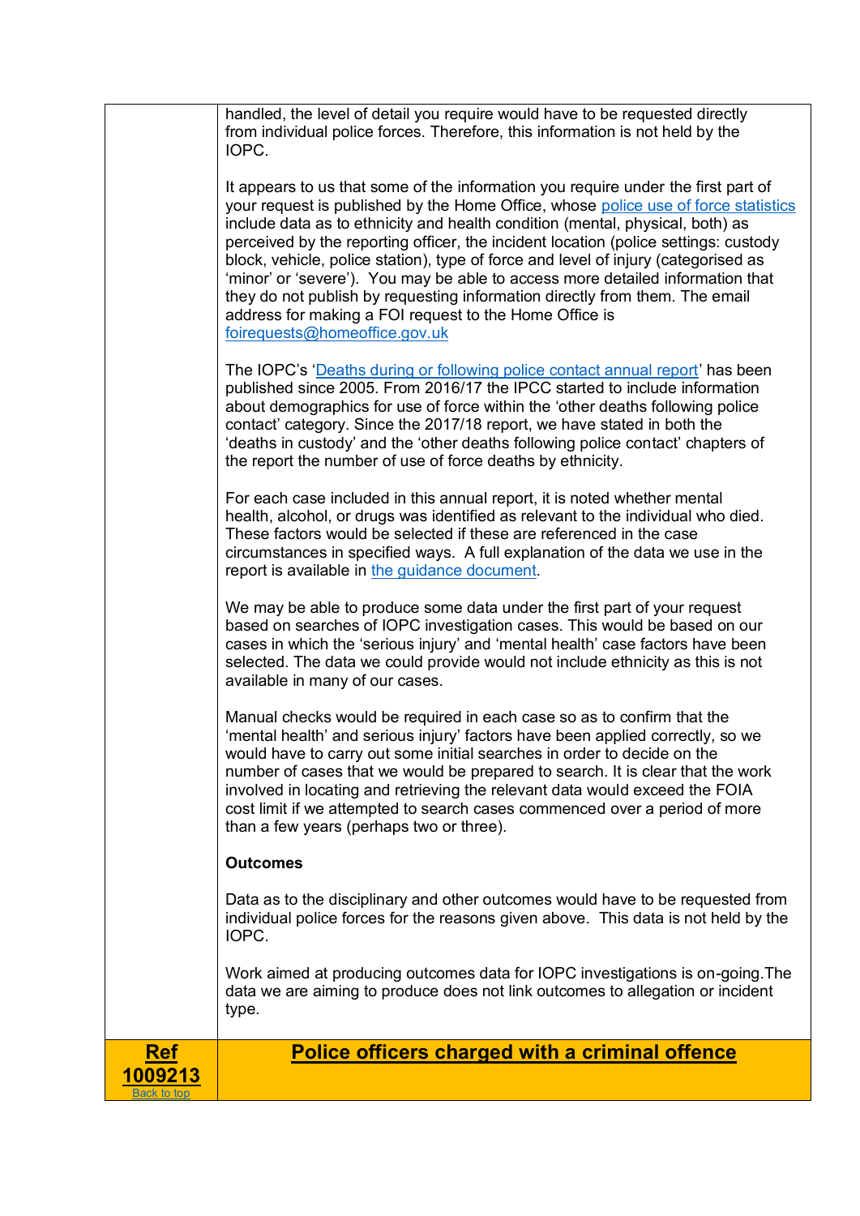| | |
|---|---|
| | handled, the level of detail you require would have to be requested directly from individual police forces. Therefore, this information is not held by the IOPC.<br><br>It appears to us that some of the information you require under the first part of your request is published by the Home Office, whose police use of force statistics include data as to ethnicity and health condition (mental, physical, both) as perceived by the reporting officer, the incident location (police settings: custody block, vehicle, police station), type of force and level of injury (categorised as 'minor' or 'severe'). You may be able to access more detailed information that they do not publish by requesting information directly from them. The email address for making a FOI request to the Home Office is foirequests@homeoffice.gov.uk<br><br>The IOPC's 'Deaths during or following police contact annual report' has been published since 2005. From 2016/17 the IPCC started to include information about demographics for use of force within the 'other deaths following police contact' category. Since the 2017/18 report, we have stated in both the 'deaths in custody' and the 'other deaths following police contact' chapters of the report the number of use of force deaths by ethnicity.<br><br>For each case included in this annual report, it is noted whether mental health, alcohol, or drugs was identified as relevant to the individual who died. These factors would be selected if these are referenced in the case circumstances in specified ways. A full explanation of the data we use in the report is available in the guidance document.<br><br>We may be able to produce some data under the first part of your request based on searches of IOPC investigation cases. This would be based on our cases in which the 'serious injury' and 'mental health' case factors have been selected. The data we could provide would not include ethnicity as this is not available in many of our cases.<br><br>Manual checks would be required in each case so as to confirm that the 'mental health' and serious injury' factors have been applied correctly, so we would have to carry out some initial searches in order to decide on the number of cases that we would be prepared to search. It is clear that the work involved in locating and retrieving the relevant data would exceed the FOIA cost limit if we attempted to search cases commenced over a period of more than a few years (perhaps two or three).<br><br>**Outcomes**<br><br>Data as to the disciplinary and other outcomes would have to be requested from individual police forces for the reasons given above. This data is not held by the IOPC.<br><br>Work aimed at producing outcomes data for IOPC investigations is on-going.The data we are aiming to produce does not link outcomes to allegation or incident type. |
| **Ref 1009213**<br>Back to top | **Police officers charged with a criminal offence** |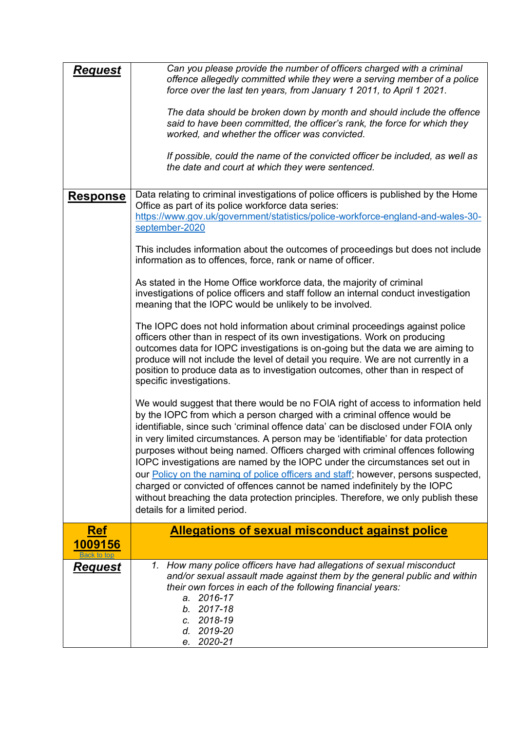| | |
|---|---|
| ***Request*** | *Can you please provide the number of officers charged with a criminal offence allegedly committed while they were a serving member of a police force over the last ten years, from January 1 2011, to April 1 2021.*<br><br>*The data should be broken down by month and should include the offence said to have been committed, the officer's rank, the force for which they worked, and whether the officer was convicted.*<br><br>*If possible, could the name of the convicted officer be included, as well as the date and court at which they were sentenced.* |
| **Response** | Data relating to criminal investigations of police officers is published by the Home Office as part of its police workforce data series: [https://www.gov.uk/government/statistics/police-workforce-england-and-wales-30-september-2020](https://www.gov.uk/government/statistics/police-workforce-england-and-wales-30-september-2020)<br><br>This includes information about the outcomes of proceedings but does not include information as to offences, force, rank or name of officer.<br><br>As stated in the Home Office workforce data, the majority of criminal investigations of police officers and staff follow an internal conduct investigation meaning that the IOPC would be unlikely to be involved.<br><br>The IOPC does not hold information about criminal proceedings against police officers other than in respect of its own investigations. Work on producing outcomes data for IOPC investigations is on-going but the data we are aiming to produce will not include the level of detail you require. We are not currently in a position to produce data as to investigation outcomes, other than in respect of specific investigations.<br><br>We would suggest that there would be no FOIA right of access to information held by the IOPC from which a person charged with a criminal offence would be identifiable, since such 'criminal offence data' can be disclosed under FOIA only in very limited circumstances. A person may be 'identifiable' for data protection purposes without being named. Officers charged with criminal offences following IOPC investigations are named by the IOPC under the circumstances set out in our Policy on the naming of police officers and staff; however, persons suspected, charged or convicted of offences cannot be named indefinitely by the IOPC without breaching the data protection principles. Therefore, we only publish these details for a limited period. |
| **Ref 1009156**<br>Back to top | **Allegations of sexual misconduct against police** |
| ***Request*** | 1. *How many police officers have had allegations of sexual misconduct and/or sexual assault made against them by the general public and within their own forces in each of the following financial years:*<br>a. *2016-17*<br>b. *2017-18*<br>c. *2018-19*<br>d. *2019-20*<br>e. *2020-21* |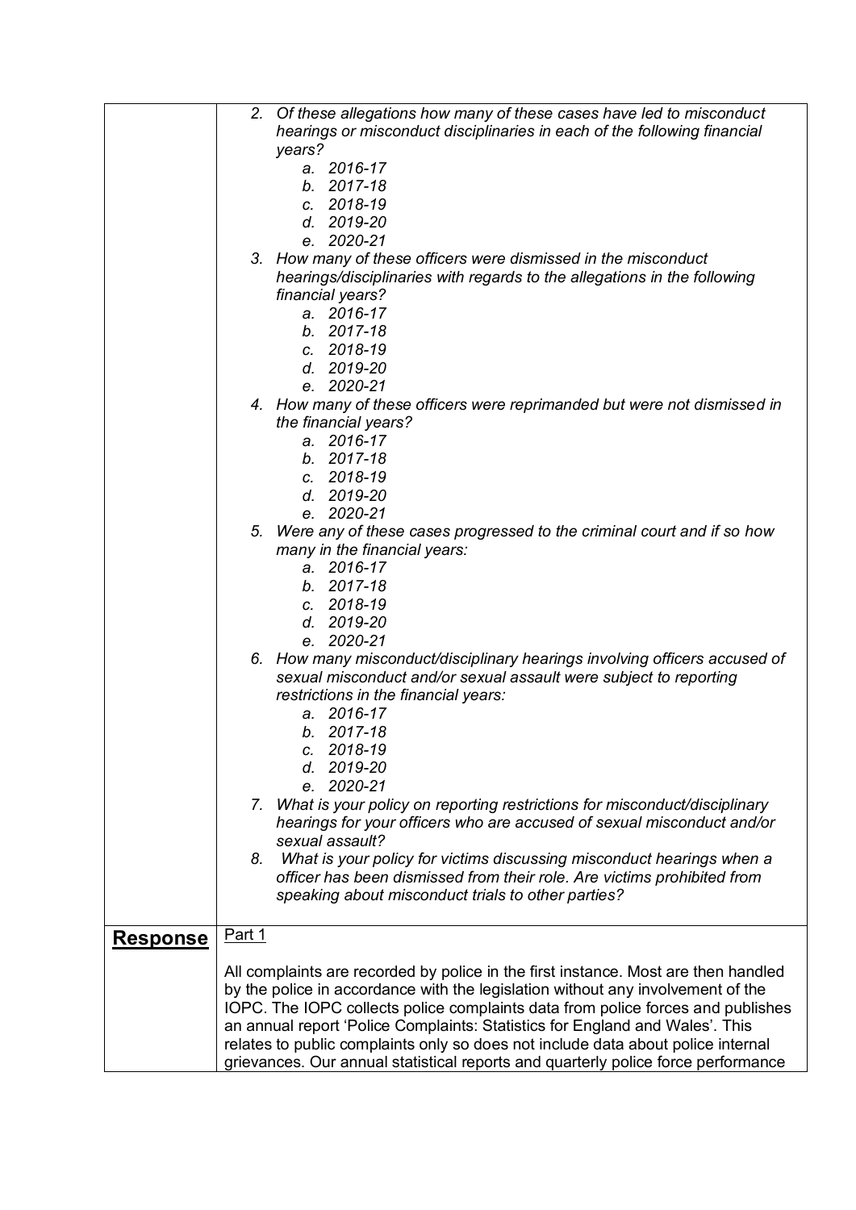| | |
|---|---|
| | *2. Of these allegations how many of these cases have led to misconduct hearings or misconduct disciplinaries in each of the following financial years?*<br>*a. 2016-17*<br>*b. 2017-18*<br>*c. 2018-19*<br>*d. 2019-20*<br>*e. 2020-21*<br>*3. How many of these officers were dismissed in the misconduct hearings/disciplinaries with regards to the allegations in the following financial years?*<br>*a. 2016-17*<br>*b. 2017-18*<br>*c. 2018-19*<br>*d. 2019-20*<br>*e. 2020-21*<br>*4. How many of these officers were reprimanded but were not dismissed in the financial years?*<br>*a. 2016-17*<br>*b. 2017-18*<br>*c. 2018-19*<br>*d. 2019-20*<br>*e. 2020-21*<br>*5. Were any of these cases progressed to the criminal court and if so how many in the financial years:*<br>*a. 2016-17*<br>*b. 2017-18*<br>*c. 2018-19*<br>*d. 2019-20*<br>*e. 2020-21*<br>*6. How many misconduct/disciplinary hearings involving officers accused of sexual misconduct and/or sexual assault were subject to reporting restrictions in the financial years:*<br>*a. 2016-17*<br>*b. 2017-18*<br>*c. 2018-19*<br>*d. 2019-20*<br>*e. 2020-21*<br>*7. What is your policy on reporting restrictions for misconduct/disciplinary hearings for your officers who are accused of sexual misconduct and/or sexual assault?*<br>*8. What is your policy for victims discussing misconduct hearings when a officer has been dismissed from their role. Are victims prohibited from speaking about misconduct trials to other parties?* |
| **Response** | Part 1<br><br>All complaints are recorded by police in the first instance. Most are then handled by the police in accordance with the legislation without any involvement of the IOPC. The IOPC collects police complaints data from police forces and publishes an annual report 'Police Complaints: Statistics for England and Wales'. This relates to public complaints only so does not include data about police internal grievances. Our annual statistical reports and quarterly police force performance |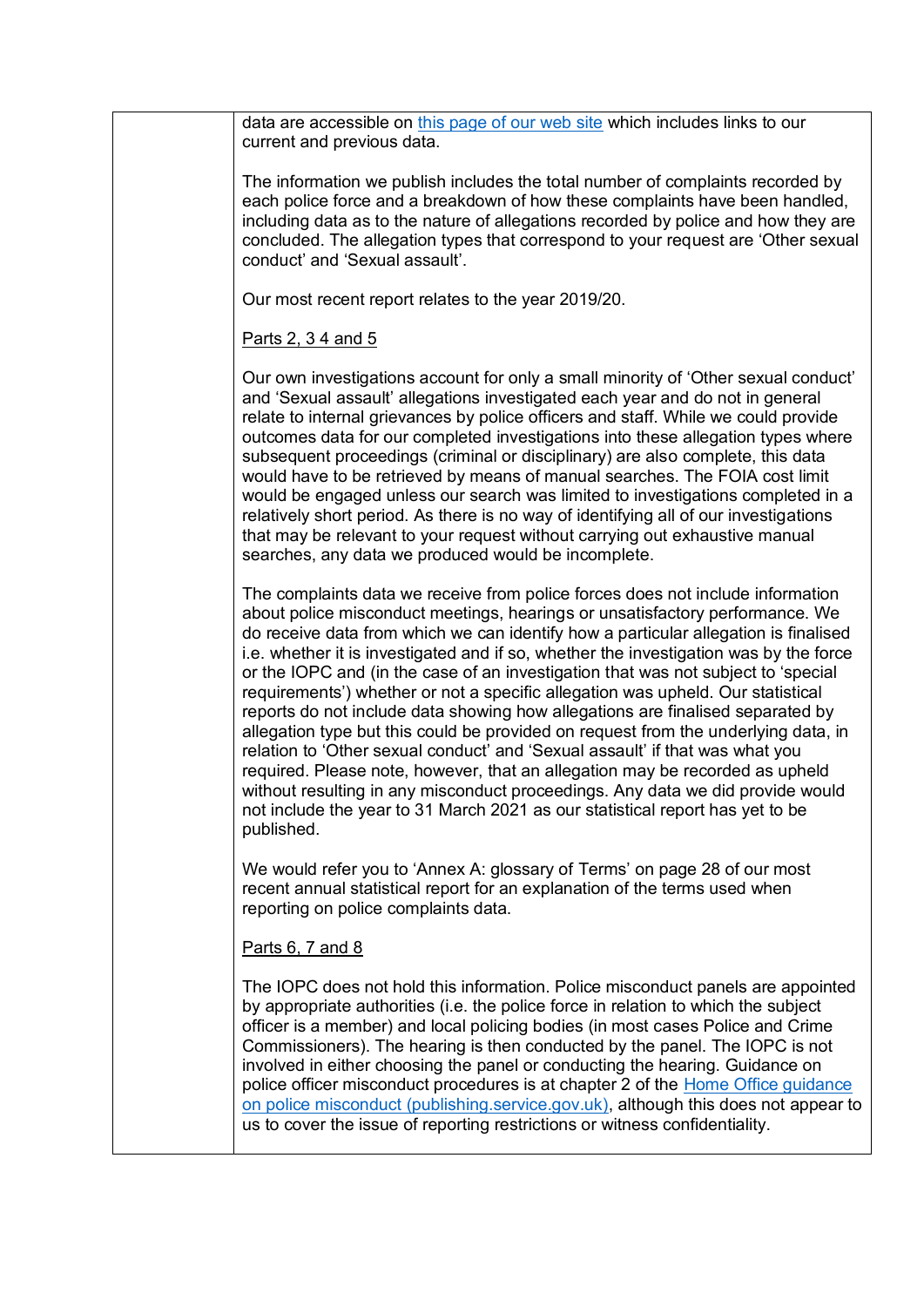| | |
|---|---|
| | data are accessible on this page of our web site which includes links to our current and previous data.<br><br>The information we publish includes the total number of complaints recorded by each police force and a breakdown of how these complaints have been handled, including data as to the nature of allegations recorded by police and how they are concluded. The allegation types that correspond to your request are 'Other sexual conduct' and 'Sexual assault'.<br><br>Our most recent report relates to the year 2019/20.<br><br>Parts 2, 3 4 and 5<br><br>Our own investigations account for only a small minority of 'Other sexual conduct' and 'Sexual assault' allegations investigated each year and do not in general relate to internal grievances by police officers and staff. While we could provide outcomes data for our completed investigations into these allegation types where subsequent proceedings (criminal or disciplinary) are also complete, this data would have to be retrieved by means of manual searches. The FOIA cost limit would be engaged unless our search was limited to investigations completed in a relatively short period. As there is no way of identifying all of our investigations that may be relevant to your request without carrying out exhaustive manual searches, any data we produced would be incomplete.<br><br>The complaints data we receive from police forces does not include information about police misconduct meetings, hearings or unsatisfactory performance. We do receive data from which we can identify how a particular allegation is finalised i.e. whether it is investigated and if so, whether the investigation was by the force or the IOPC and (in the case of an investigation that was not subject to 'special requirements') whether or not a specific allegation was upheld. Our statistical reports do not include data showing how allegations are finalised separated by allegation type but this could be provided on request from the underlying data, in relation to 'Other sexual conduct' and 'Sexual assault' if that was what you required. Please note, however, that an allegation may be recorded as upheld without resulting in any misconduct proceedings. Any data we did provide would not include the year to 31 March 2021 as our statistical report has yet to be published.<br><br>We would refer you to 'Annex A: glossary of Terms' on page 28 of our most recent annual statistical report for an explanation of the terms used when reporting on police complaints data.<br><br>Parts 6, 7 and 8<br><br>The IOPC does not hold this information. Police misconduct panels are appointed by appropriate authorities (i.e. the police force in relation to which the subject officer is a member) and local policing bodies (in most cases Police and Crime Commissioners). The hearing is then conducted by the panel. The IOPC is not involved in either choosing the panel or conducting the hearing. Guidance on police officer misconduct procedures is at chapter 2 of the Home Office guidance on police misconduct (publishing.service.gov.uk), although this does not appear to us to cover the issue of reporting restrictions or witness confidentiality. |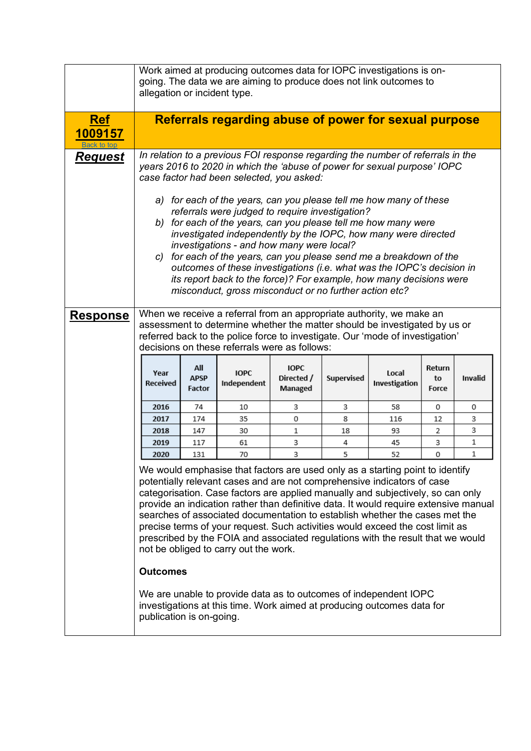Work aimed at producing outcomes data for IOPC investigations is on-going. The data we are aiming to produce does not link outcomes to allegation or incident type.

## Ref 1009157 — Referrals regarding abuse of power for sexual purpose

Back to top

**Request**

*In relation to a previous FOI response regarding the number of referrals in the years 2016 to 2020 in which the 'abuse of power for sexual purpose' IOPC case factor had been selected, you asked:*

a) *for each of the years, can you please tell me how many of these referrals were judged to require investigation?*
b) *for each of the years, can you please tell me how many were investigated independently by the IOPC, how many were directed investigations - and how many were local?*
c) *for each of the years, can you please send me a breakdown of the outcomes of these investigations (i.e. what was the IOPC's decision in its report back to the force)? For example, how many decisions were misconduct, gross misconduct or no further action etc?*

**Response**

When we receive a referral from an appropriate authority, we make an assessment to determine whether the matter should be investigated by us or referred back to the police force to investigate. Our 'mode of investigation' decisions on these referrals were as follows:

| Year Received | All APSP Factor | IOPC Independent | IOPC Directed / Managed | Supervised | Local Investigation | Return to Force | Invalid |
|---|---|---|---|---|---|---|---|
| **2016** | 74 | 10 | 3 | 3 | 58 | 0 | 0 |
| **2017** | 174 | 35 | 0 | 8 | 116 | 12 | 3 |
| **2018** | 147 | 30 | 1 | 18 | 93 | 2 | 3 |
| **2019** | 117 | 61 | 3 | 4 | 45 | 3 | 1 |
| **2020** | 131 | 70 | 3 | 5 | 52 | 0 | 1 |

We would emphasise that factors are used only as a starting point to identify potentially relevant cases and are not comprehensive indicators of case categorisation. Case factors are applied manually and subjectively, so can only provide an indication rather than definitive data. It would require extensive manual searches of associated documentation to establish whether the cases met the precise terms of your request. Such activities would exceed the cost limit as prescribed by the FOIA and associated regulations with the result that we would not be obliged to carry out the work.

**Outcomes**

We are unable to provide data as to outcomes of independent IOPC investigations at this time. Work aimed at producing outcomes data for publication is on-going.